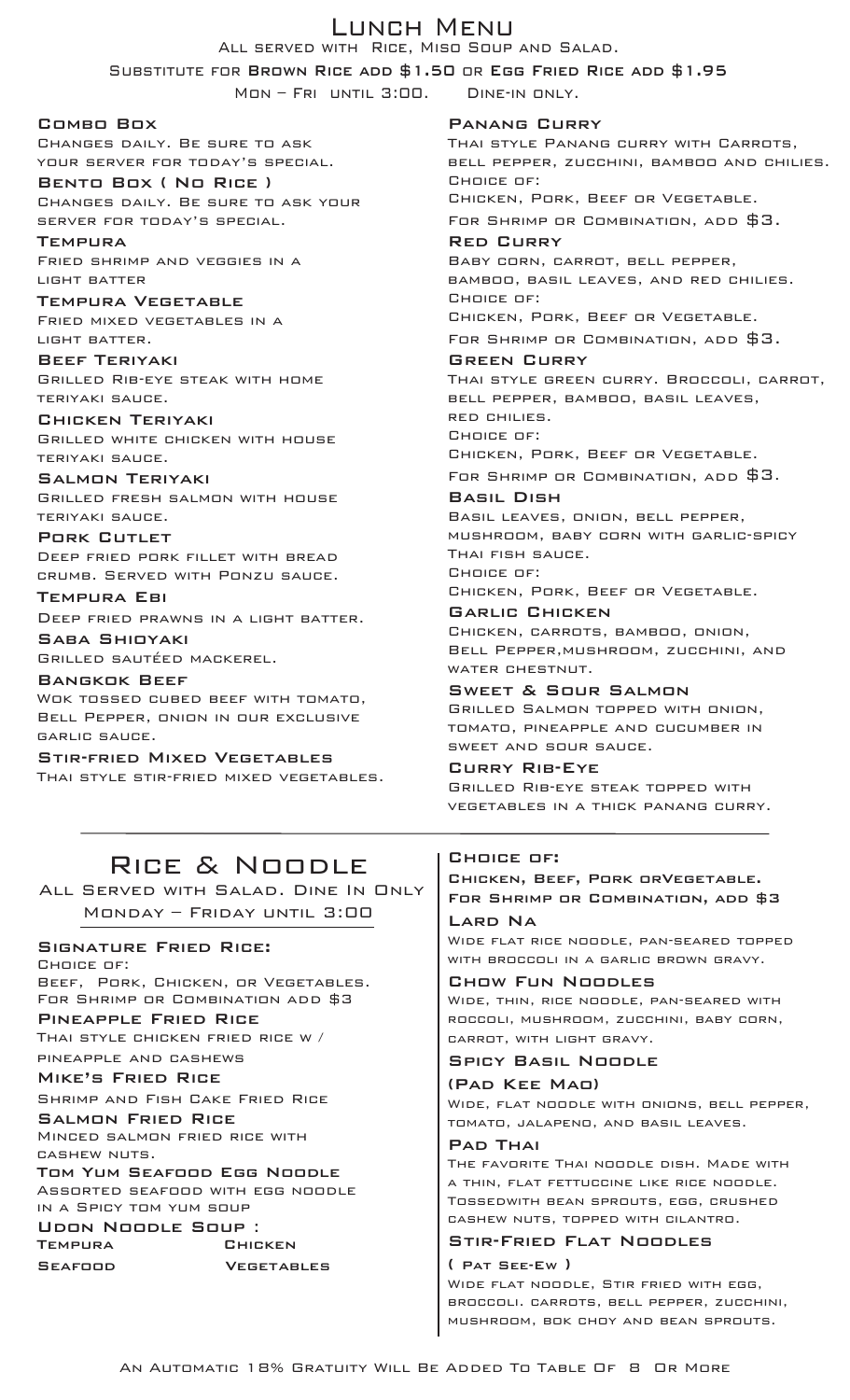# Lunch Menu

All served with Rice, Miso Soup and Salad.

Substitute for **Brown Rice add $1.50** or **Egg Fried Rice add $1.95**

Mon – Fri until 3:00. Dine-in only.

**Combo Box**
Changes daily. Be sure to ask your server for today's special.

**Bento Box ( No Rice )**
Changes daily. Be sure to ask your server for today's special.

**Tempura**
Fried shrimp and veggies in a light batter

**Tempura Vegetable**
Fried mixed vegetables in a light batter.

**Beef Teriyaki**
Grilled Rib-eye steak with home teriyaki sauce.

**Chicken Teriyaki**
Grilled white chicken with house teriyaki sauce.

**Salmon Teriyaki**
Grilled fresh salmon with house teriyaki sauce.

**Pork Cutlet**
Deep fried pork fillet with bread crumb. Served with Ponzu sauce.

**Tempura Ebi**
Deep fried prawns in a light batter.

**Saba Shioyaki**
Grilled sautéed mackerel.

**Bangkok Beef**
Wok tossed cubed beef with tomato, Bell Pepper, onion in our exclusive garlic sauce.

**Stir-fried Mixed Vegetables**
Thai style stir-fried mixed vegetables.

**Panang Curry**
Thai style Panang curry with Carrots, bell pepper, zucchini, bamboo and chilies.
Choice of:
Chicken, Pork, Beef or Vegetable.
For Shrimp or Combination, add $3.

**Red Curry**
Baby corn, carrot, bell pepper, bamboo, basil leaves, and red chilies.
Choice of:
Chicken, Pork, Beef or Vegetable.
For Shrimp or Combination, add $3.

**Green Curry**
Thai style green curry. Broccoli, carrot, bell pepper, bamboo, basil leaves, red chilies.
Choice of:
Chicken, Pork, Beef or Vegetable.
For Shrimp or Combination, add $3.

**Basil Dish**
Basil leaves, onion, bell pepper, mushroom, baby corn with garlic-spicy Thai fish sauce.
Choice of:
Chicken, Pork, Beef or Vegetable.

**Garlic Chicken**
Chicken, carrots, bamboo, onion, Bell Pepper,mushroom, zucchini, and water chestnut.

**Sweet & Sour Salmon**
Grilled Salmon topped with onion, tomato, pineapple and cucumber in sweet and sour sauce.

**Curry Rib-Eye**
Grilled Rib-eye steak topped with vegetables in a thick panang curry.

---

# Rice & Noodle

All Served with Salad. Dine In Only
Monday – Friday until 3:00

**Signature Fried Rice:**
Choice of:
Beef, Pork, Chicken, or Vegetables.
For Shrimp or Combination add $3

**Pineapple Fried Rice**
Thai style chicken fried rice w / pineapple and cashews

**Mike's Fried Rice**
Shrimp and Fish Cake Fried Rice

**Salmon Fried Rice**
Minced salmon fried rice with cashew nuts.

**Tom Yum Seafood Egg Noodle**
Assorted seafood with egg noodle in a Spicy tom yum soup

**Udon Noodle Soup :**

| | |
|---|---|
| Tempura | Chicken |
| Seafood | Vegetables |

**Choice of:**
**Chicken, Beef, Pork orVegetable.**
**For Shrimp or Combination, add $3**

**Lard Na**
Wide flat rice noodle, pan-seared topped with broccoli in a garlic brown gravy.

**Chow Fun Noodles**
Wide, thin, rice noodle, pan-seared with roccoli, mushroom, zucchini, baby corn, carrot, with light gravy.

**Spicy Basil Noodle**
**(Pad Kee Mao)**
Wide, flat noodle with onions, bell pepper, tomato, jalapeno, and basil leaves.

**Pad Thai**
The favorite Thai noodle dish. Made with a thin, flat fettuccine like rice noodle. Tossedwith bean sprouts, egg, crushed cashew nuts, topped with cilantro.

**Stir-Fried Flat Noodles**
**( Pat See-Ew )**
Wide flat noodle, Stir fried with egg, broccoli. carrots, bell pepper, zucchini, mushroom, bok choy and bean sprouts.

An Automatic 18% Gratuity Will Be Added To Table Of 8 Or More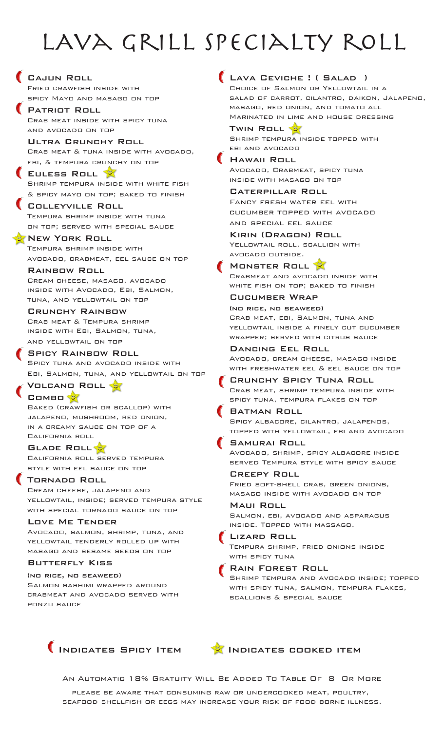# LAVA GRILL SPECIALTY ROLL

### Cajun Roll
Fried crawfish inside with spicy Mayo and masago on top

### Patriot Roll
Crab meat inside with spicy tuna and avocado on top

### Ultra Crunchy Roll
Crab meat & tuna inside with avocado, ebi, & tempura crunchy on top

### Euless Roll
Shrimp tempura inside with white fish & spicy mayo on top; baked to finish

### Colleyville Roll
Tempura shrimp inside with tuna on top; served with special sauce

### New York Roll
Tempura shrimp inside with avocado, crabmeat, eel sauce on top

### Rainbow Roll
Cream cheese, masago, avocado inside with Avocado, Ebi, Salmon, tuna, and yellowtail on top

### Crunchy Rainbow
Crab meat & Tempura shrimp inside with Ebi, Salmon, tuna, and yellowtail on top

### Spicy Rainbow Roll
Spicy tuna and avocado inside with Ebi, Salmon, tuna, and yellowtail on top

### Volcano Roll
### Combo
Baked (crawfish or scallop) with jalapeno, mushroom, red onion, in a creamy sauce on top of a California roll

### Glade Roll
California roll served tempura style with eel sauce on top

### Tornado Roll
Cream cheese, jalapeno and yellowtail, inside; served tempura style with special tornado sauce on top

### Love Me Tender
Avocado, salmon, shrimp, tuna, and yellowtail tenderly rolled up with masago and sesame seeds on top

### Butterfly Kiss
(no rice, no seaweed)
Salmon sashimi wrapped around crabmeat and avocado served with ponzu sauce

### Lava Ceviche ! ( Salad )
Choice of Salmon or Yellowtail in a salad of carrot, cilantro, daikon, Jalapeno, masago, red onion, and tomato all Marinated in lime and house dressing

### Twin Roll
Shrimp tempura inside topped with ebi and avocado

### Hawaii Roll
Avocado, Crabmeat, spicy tuna inside with masago on top

### Caterpillar Roll
Fancy fresh water eel with cucumber topped with avocado and special eel sauce

### Kirin (Dragon) Roll
Yellowtail roll, scallion with avocado outside.

### Monster Roll
Crabmeat and avocado inside with white fish on top; baked to finish

### Cucumber Wrap
(no rice, no seaweed)
Crab meat, ebi, Salmon, tuna and yellowtail inside a finely cut cucumber wrapper; served with citrus sauce

### Dancing Eel Roll
Avocado, cream cheese, masago inside with freshwater eel & eel sauce on top

### Crunchy Spicy Tuna Roll
Crab meat, shrimp tempura inside with spicy tuna, tempura flakes on top

### Batman Roll
Spicy albacore, cilantro, jalapenos, topped with yellowtail, ebi and avocado

### Samurai Roll
Avocado, shrimp, spicy albacore inside served Tempura style with spicy sauce

### Creepy Roll
Fried soft-shell crab, green onions, masago inside with avocado on top

### Maui Roll
Salmon, ebi, avocado and asparagus inside. Topped with massago.

### Lizard Roll
Tempura shrimp, fried onions inside with spicy tuna

### Rain Forest Roll
Shrimp tempura and avocado inside; topped with spicy tuna, salmon, tempura flakes, scallions & special sauce

Indicates Spicy Item    Indicates cooked item

An Automatic 18% Gratuity Will Be Added To Table Of 8 Or More

please be aware that consuming raw or undercooked meat, poultry, seafood shellfish or eegs may increase your risk of food borne illness.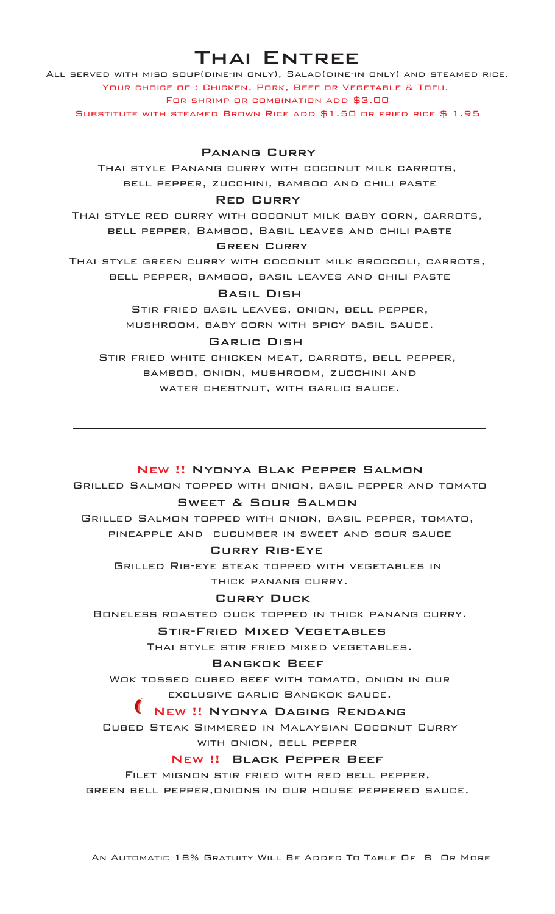# Thai Entree

All served with miso soup(dine-in only), Salad(dine-in only) and steamed rice.

Your choice of : Chicken, Pork, Beef or Vegetable & Tofu.

For shrimp or combination add $3.00

Substitute with steamed Brown Rice add $1.50 or fried rice $ 1.95

### Panang Curry

Thai style Panang curry with coconut milk carrots, bell pepper, zucchini, bamboo and chili paste

### Red Curry

Thai style red curry with coconut milk baby corn, carrots, bell pepper, Bamboo, Basil leaves and chili paste

### Green Curry

Thai style green curry with coconut milk broccoli, carrots, bell pepper, bamboo, basil leaves and chili paste

### Basil Dish

Stir fried basil leaves, onion, bell pepper, mushroom, baby corn with spicy basil sauce.

### Garlic Dish

Stir fried white chicken meat, carrots, bell pepper, bamboo, onion, mushroom, zucchini and water chestnut, with garlic sauce.

---

### New !! Nyonya Blak Pepper Salmon

Grilled Salmon topped with onion, basil pepper and tomato

### Sweet & Sour Salmon

Grilled Salmon topped with onion, basil pepper, tomato, pineapple and cucumber in sweet and sour sauce

### Curry Rib-Eye

Grilled Rib-eye steak topped with vegetables in thick panang curry.

### Curry Duck

Boneless roasted duck topped in thick panang curry.

### Stir-Fried Mixed Vegetables

Thai style stir fried mixed vegetables.

### Bangkok Beef

Wok tossed cubed beef with tomato, onion in our exclusive garlic Bangkok sauce.

### New !! Nyonya Daging Rendang

Cubed Steak Simmered in Malaysian Coconut Curry with onion, bell pepper

### New !! Black Pepper Beef

Filet mignon stir fried with red bell pepper, green bell pepper,onions in our house peppered sauce.

An Automatic 18% Gratuity Will Be Added To Table Of 8 Or More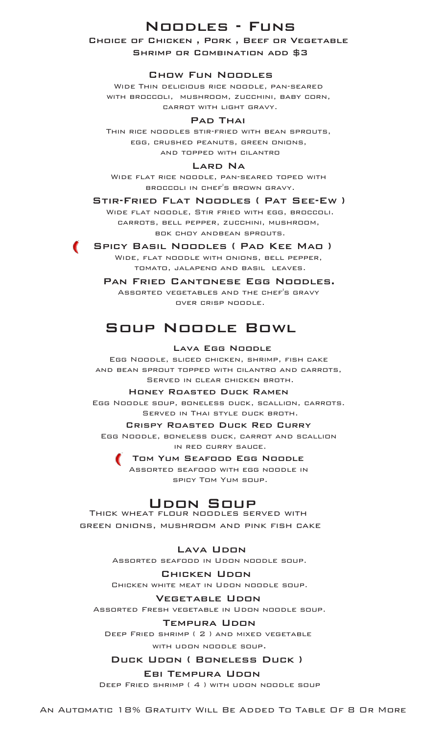# Noodles - Funs

Choice of Chicken , Pork , Beef or Vegetable
Shrimp or Combination add $3

### Chow Fun Noodles

Wide Thin delicious rice noodle, pan-seared with broccoli, mushroom, zucchini, baby corn, carrot with light gravy.

### Pad Thai

Thin rice noodles stir-fried with bean sprouts, egg, crushed peanuts, green onions, and topped with cilantro

### Lard Na

Wide flat rice noodle, pan-seared toped with broccoli in chef's brown gravy.

### Stir-Fried Flat Noodles ( Pat See-Ew )

Wide flat noodle, Stir fried with egg, broccoli. carrots, bell pepper, zucchini, mushroom, bok choy andbean sprouts.

### Spicy Basil Noodles ( Pad Kee Mao )

Wide, flat noodle with onions, bell pepper, tomato, jalapeno and basil leaves.

### Pan Fried Cantonese Egg Noodles.

Assorted vegetables and the chef's gravy over crisp noodle.

# Soup Noodle Bowl

### Lava Egg Noodle

Egg Noodle, sliced chicken, shrimp, fish cake and bean sprout topped with cilantro and carrots, Served in clear chicken broth.

### Honey Roasted Duck Ramen

Egg Noodle soup, boneless duck, scallion, carrots. Served in Thai style duck broth.

### Crispy Roasted Duck Red Curry

Egg Noodle, boneless duck, carrot and scallion in red curry sauce.

### Tom Yum Seafood Egg Noodle

Assorted seafood with egg noodle in spicy Tom Yum soup.

# Udon Soup

Thick wheat flour noodles served with green onions, mushroom and pink fish cake

### Lava Udon

Assorted seafood in Udon noodle soup.

### Chicken Udon

Chicken white meat in Udon noodle soup.

### Vegetable Udon

Assorted Fresh vegetable in Udon noodle soup.

### Tempura Udon

Deep Fried shrimp ( 2 ) and mixed vegetable with udon noodle soup.

### Duck Udon ( Boneless Duck )

### Ebi Tempura Udon

Deep Fried shrimp ( 4 ) with udon noodle soup

An Automatic 18% Gratuity Will Be Added To Table Of 8 Or More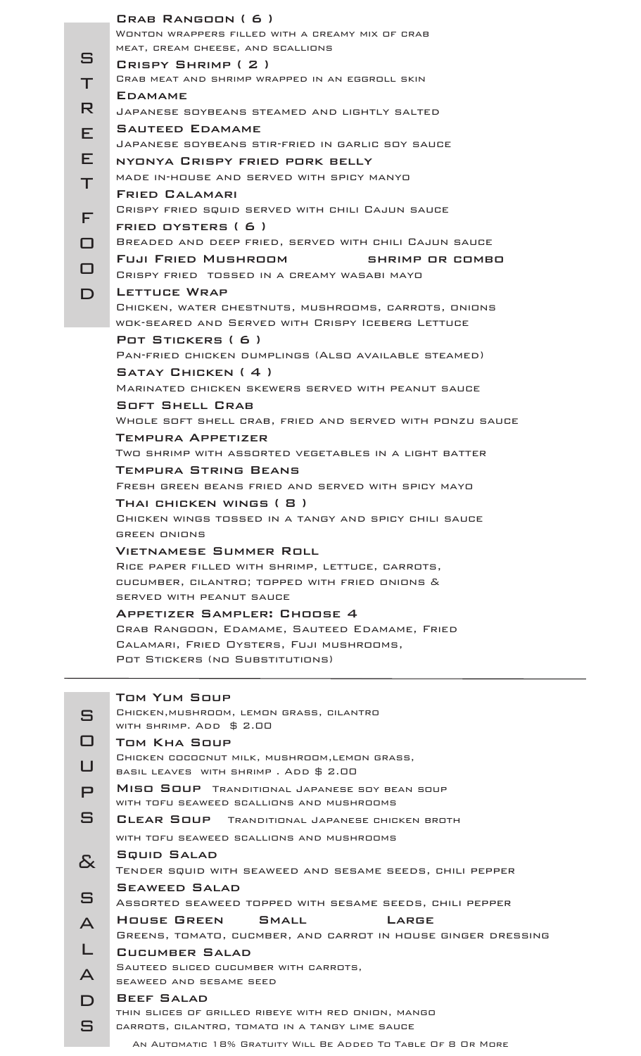## STREET FOOD

**Crab Rangoon ( 6 )**
Wonton wrappers filled with a creamy mix of crab meat, cream cheese, and scallions

**Crispy Shrimp ( 2 )**
Crab meat and shrimp wrapped in an eggroll skin

**Edamame**
Japanese soybeans steamed and lightly salted

**Sauteed Edamame**
Japanese soybeans stir-fried in garlic soy sauce

**Nyonya Crispy fried pork belly**
made in-house and served with spicy manyo

**Fried Calamari**
Crispy fried squid served with chili Cajun sauce

**Fried oysters ( 6 )**
Breaded and deep fried, served with chili Cajun sauce

**Fuji Fried Mushroom** — shrimp or combo
Crispy fried tossed in a creamy wasabi mayo

**Lettuce Wrap**
Chicken, water chestnuts, mushrooms, carrots, onions wok-seared and Served with Crispy Iceberg Lettuce

**Pot Stickers ( 6 )**
Pan-fried chicken dumplings (Also available steamed)

**Satay Chicken ( 4 )**
Marinated chicken skewers served with peanut sauce

**Soft Shell Crab**
Whole soft shell crab, fried and served with ponzu sauce

**Tempura Appetizer**
Two shrimp with assorted vegetables in a light batter

**Tempura String Beans**
Fresh green beans fried and served with spicy mayo

**Thai chicken wings ( 8 )**
Chicken wings tossed in a tangy and spicy chili sauce green onions

**Vietnamese Summer Roll**
Rice paper filled with shrimp, lettuce, carrots, cucumber, cilantro; topped with fried onions & served with peanut sauce

**Appetizer Sampler: Choose 4**
Crab Rangoon, Edamame, Sauteed Edamame, Fried Calamari, Fried Oysters, Fuji mushrooms, Pot Stickers (no Substitutions)

---

## SOUPS & SALADS

**Tom Yum Soup**
Chicken,mushroom, lemon grass, cilantro with shrimp. Add $ 2.00

**Tom Kha Soup**
Chicken cococnut milk, mushroom,lemon grass, basil leaves with shrimp . Add $ 2.00

**Miso Soup** Tranditional Japanese soy bean soup with tofu seaweed scallions and mushrooms

**Clear Soup** Tranditional Japanese chicken broth with tofu seaweed scallions and mushrooms

**Squid Salad**
Tender squid with seaweed and sesame seeds, chili pepper

**Seaweed Salad**
Assorted seaweed topped with sesame seeds, chili pepper

**House Green** — Small — Large
Greens, tomato, cucmber, and carrot in house ginger dressing

**Cucumber Salad**
Sauteed sliced cucumber with carrots, seaweed and sesame seed

**Beef Salad**
thin slices of grilled ribeye with red onion, mango carrots, cilantro, tomato in a tangy lime sauce

An Automatic 18% Gratuity Will Be Added To Table Of 8 Or More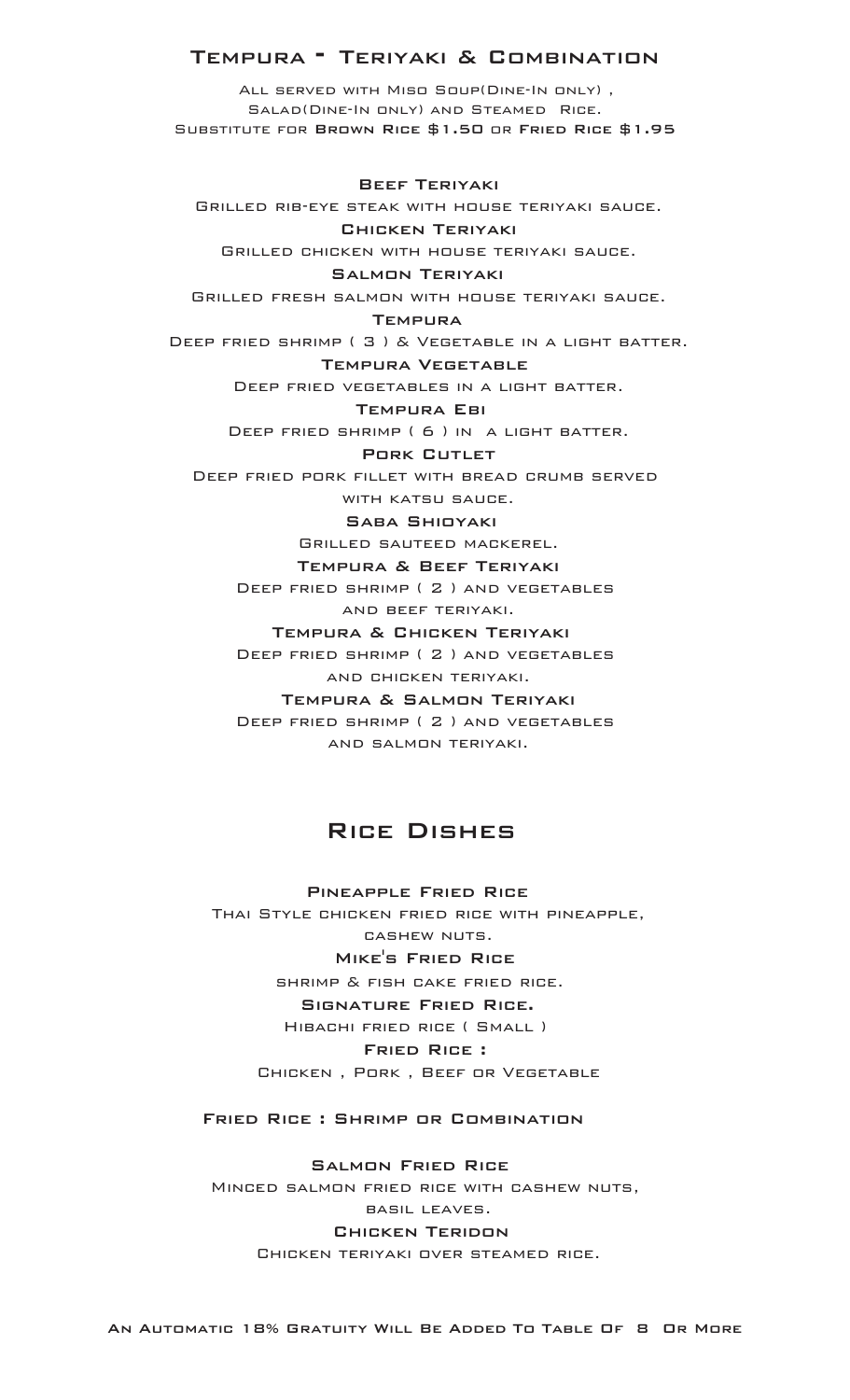## Tempura - Teriyaki & Combination

All served with Miso Soup(Dine-In only), Salad(Dine-In only) and Steamed Rice.
Substitute for **Brown Rice $1.50** or **Fried Rice $1.95**

**Beef Teriyaki**
Grilled rib-eye steak with house teriyaki sauce.

**Chicken Teriyaki**
Grilled chicken with house teriyaki sauce.

**Salmon Teriyaki**
Grilled fresh salmon with house teriyaki sauce.

**Tempura**
Deep fried shrimp ( 3 ) & Vegetable in a light batter.

**Tempura Vegetable**
Deep fried vegetables in a light batter.

**Tempura Ebi**
Deep fried shrimp ( 6 ) in a light batter.

**Pork Cutlet**
Deep fried pork fillet with bread crumb served with katsu sauce.

**Saba Shioyaki**
Grilled sauteed mackerel.

**Tempura & Beef Teriyaki**
Deep fried shrimp ( 2 ) and vegetables and beef teriyaki.

**Tempura & Chicken Teriyaki**
Deep fried shrimp ( 2 ) and vegetables and chicken teriyaki.

**Tempura & Salmon Teriyaki**
Deep fried shrimp ( 2 ) and vegetables and salmon teriyaki.

## Rice Dishes

**Pineapple Fried Rice**
Thai Style chicken fried rice with pineapple, cashew nuts.

**Mike's Fried Rice**
shrimp & fish cake fried rice.

**Signature Fried Rice.**
Hibachi fried rice ( Small )

**Fried Rice :**
Chicken , Pork , Beef or Vegetable

**Fried Rice : Shrimp or Combination**

**Salmon Fried Rice**
Minced salmon fried rice with cashew nuts, basil leaves.

**Chicken Teridon**
Chicken teriyaki over steamed rice.

An Automatic 18% Gratuity Will Be Added To Table Of 8 Or More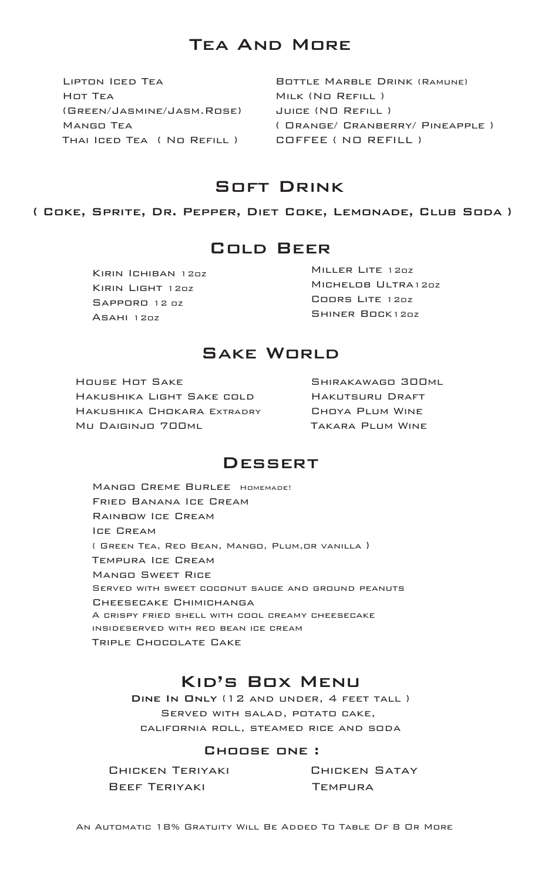## Tea And More

- Lipton Iced Tea
- Hot Tea
  (Green/Jasmine/Jasm.Rose)
- Mango Tea
- Thai Iced Tea ( No Refill )
- Bottle Marble Drink (Ramune)
- Milk (No Refill )
- Juice (NO Refill )
  ( Orange/ Cranberry/ Pineapple )
- COFFEE ( NO REFILL )

## Soft Drink

( Coke, Sprite, Dr. Pepper, Diet Coke, Lemonade, Club Soda )

## Cold Beer

- Kirin Ichiban 12oz
- Kirin Light 12oz
- Sapporo 12 oz
- Asahi 12oz
- Miller Lite 12oz
- Michelob Ultra12oz
- Coors Lite 12oz
- Shiner Bock12oz

## Sake World

- House Hot Sake
- Hakushika Light Sake cold
- Hakushika Chokara Extradry
- Mu Daiginjo 700ml
- Shirakawago 300ml
- Hakutsuru Draft
- Choya Plum Wine
- Takara Plum Wine

## Dessert

- Mango Creme Burlee Homemade!
- Fried Banana Ice Cream
- Rainbow Ice Cream
- Ice Cream
  ( Green Tea, Red Bean, Mango, Plum,or vanilla )
- Tempura Ice Cream
- Mango Sweet Rice
  Served with sweet coconut sauce and ground peanuts
- Cheesecake Chimichanga
  A crispy fried shell with cool creamy cheesecake insideserved with red bean ice cream
- Triple Chocolate Cake

## Kid's Box Menu

**Dine In Only** (12 and under, 4 feet tall )
Served with salad, potato cake, california roll, steamed rice and soda

### Choose one :

- Chicken Teriyaki
- Beef Teriyaki
- Chicken Satay
- Tempura

An Automatic 18% Gratuity Will Be Added To Table Of 8 Or More